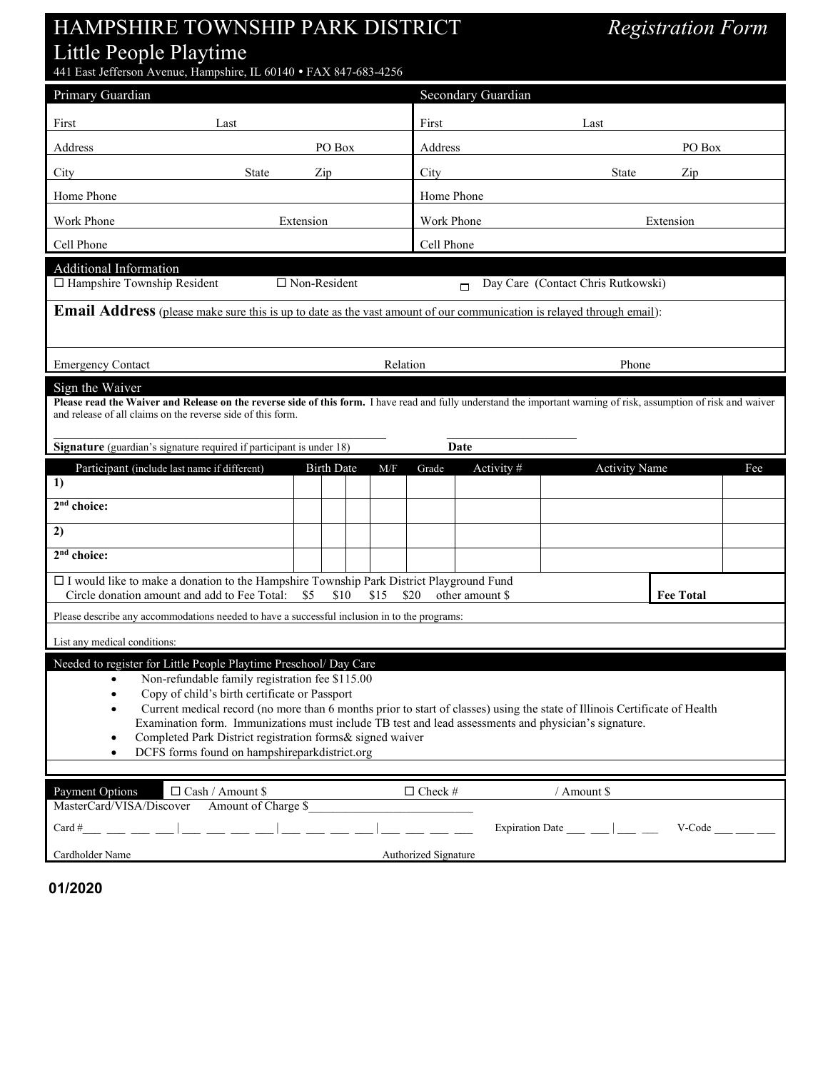# HAMPSHIRE TOWNSHIP PARK DISTRICT *Registration Form*

## Little People Playtime

441 East Jefferson Avenue, Hampshire, IL 60140 • FAX 847-683-4256

| Primary Guardian | | | Secondary Guardian | | |
|---|---|---|---|---|---|
| First | Last | | First | Last | |
| Address | | PO Box | Address | | PO Box |
| City | State | Zip | City | State | Zip |
| Home Phone | | | Home Phone | | |
| Work Phone | Extension | | Work Phone | | Extension |
| Cell Phone | | | Cell Phone | | |

### Additional Information

☐ Hampshire Township Resident ☐ Non-Resident ☐ Day Care (Contact Chris Rutkowski)

**Email Address** (please make sure this is up to date as the vast amount of our communication is relayed through email):

Emergency Contact Relation Phone

### Sign the Waiver

**Please read the Waiver and Release on the reverse side of this form.** I have read and fully understand the important warning of risk, assumption of risk and waiver and release of all claims on the reverse side of this form.

______________________________ ______________________

**Signature** (guardian's signature required if participant is under 18) **Date**

| Participant (include last name if different) | Birth Date | | | M/F | Grade | Activity # | Activity Name | Fee |
|---|---|---|---|---|---|---|---|---|
| **1)** | | | | | | | | |
| **2nd choice:** | | | | | | | | |
| **2)** | | | | | | | | |
| **2nd choice:** | | | | | | | | |

☐ I would like to make a donation to the Hampshire Township Park District Playground Fund
Circle donation amount and add to Fee Total: $5 $10 $15 $20 other amount $ **Fee Total**

Please describe any accommodations needed to have a successful inclusion in to the programs:

List any medical conditions:

### Needed to register for Little People Playtime Preschool/ Day Care

- Non-refundable family registration fee $115.00
- Copy of child's birth certificate or Passport
- Current medical record (no more than 6 months prior to start of classes) using the state of Illinois Certificate of Health Examination form. Immunizations must include TB test and lead assessments and physician's signature.
- Completed Park District registration forms& signed waiver
- DCFS forms found on hampshireparkdistrict.org

### Payment Options

☐ Cash / Amount $ ☐ Check # / Amount $

MasterCard/VISA/Discover Amount of Charge $__________________________

Card #___ ___ ___ ___ | ___ ___ ___ ___ | ___ ___ ___ ___ | ___ ___ ___ ___ Expiration Date ___ ___ | ___ ___ V-Code ___ ___ ___

Cardholder Name Authorized Signature

01/2020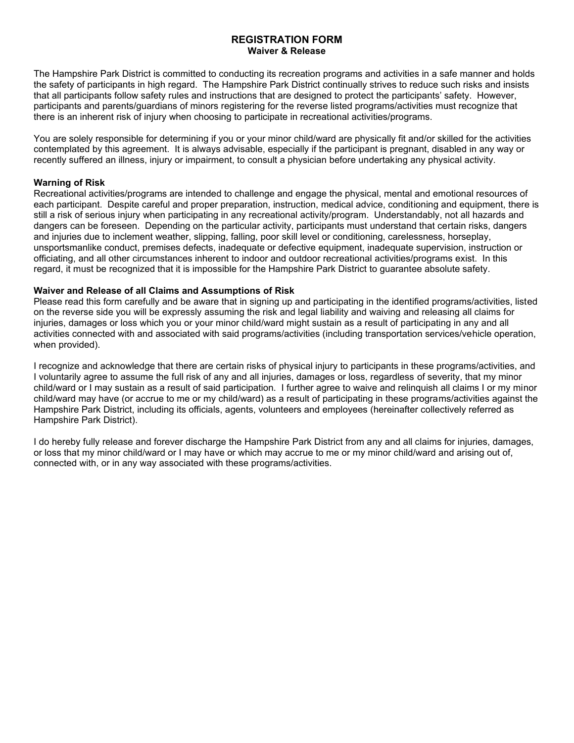# REGISTRATION FORM

## Waiver & Release

The Hampshire Park District is committed to conducting its recreation programs and activities in a safe manner and holds the safety of participants in high regard. The Hampshire Park District continually strives to reduce such risks and insists that all participants follow safety rules and instructions that are designed to protect the participants' safety. However, participants and parents/guardians of minors registering for the reverse listed programs/activities must recognize that there is an inherent risk of injury when choosing to participate in recreational activities/programs.

You are solely responsible for determining if you or your minor child/ward are physically fit and/or skilled for the activities contemplated by this agreement. It is always advisable, especially if the participant is pregnant, disabled in any way or recently suffered an illness, injury or impairment, to consult a physician before undertaking any physical activity.

**Warning of Risk**

Recreational activities/programs are intended to challenge and engage the physical, mental and emotional resources of each participant. Despite careful and proper preparation, instruction, medical advice, conditioning and equipment, there is still a risk of serious injury when participating in any recreational activity/program. Understandably, not all hazards and dangers can be foreseen. Depending on the particular activity, participants must understand that certain risks, dangers and injuries due to inclement weather, slipping, falling, poor skill level or conditioning, carelessness, horseplay, unsportsmanlike conduct, premises defects, inadequate or defective equipment, inadequate supervision, instruction or officiating, and all other circumstances inherent to indoor and outdoor recreational activities/programs exist. In this regard, it must be recognized that it is impossible for the Hampshire Park District to guarantee absolute safety.

**Waiver and Release of all Claims and Assumptions of Risk**

Please read this form carefully and be aware that in signing up and participating in the identified programs/activities, listed on the reverse side you will be expressly assuming the risk and legal liability and waiving and releasing all claims for injuries, damages or loss which you or your minor child/ward might sustain as a result of participating in any and all activities connected with and associated with said programs/activities (including transportation services/vehicle operation, when provided).

I recognize and acknowledge that there are certain risks of physical injury to participants in these programs/activities, and I voluntarily agree to assume the full risk of any and all injuries, damages or loss, regardless of severity, that my minor child/ward or I may sustain as a result of said participation. I further agree to waive and relinquish all claims I or my minor child/ward may have (or accrue to me or my child/ward) as a result of participating in these programs/activities against the Hampshire Park District, including its officials, agents, volunteers and employees (hereinafter collectively referred as Hampshire Park District).

I do hereby fully release and forever discharge the Hampshire Park District from any and all claims for injuries, damages, or loss that my minor child/ward or I may have or which may accrue to me or my minor child/ward and arising out of, connected with, or in any way associated with these programs/activities.